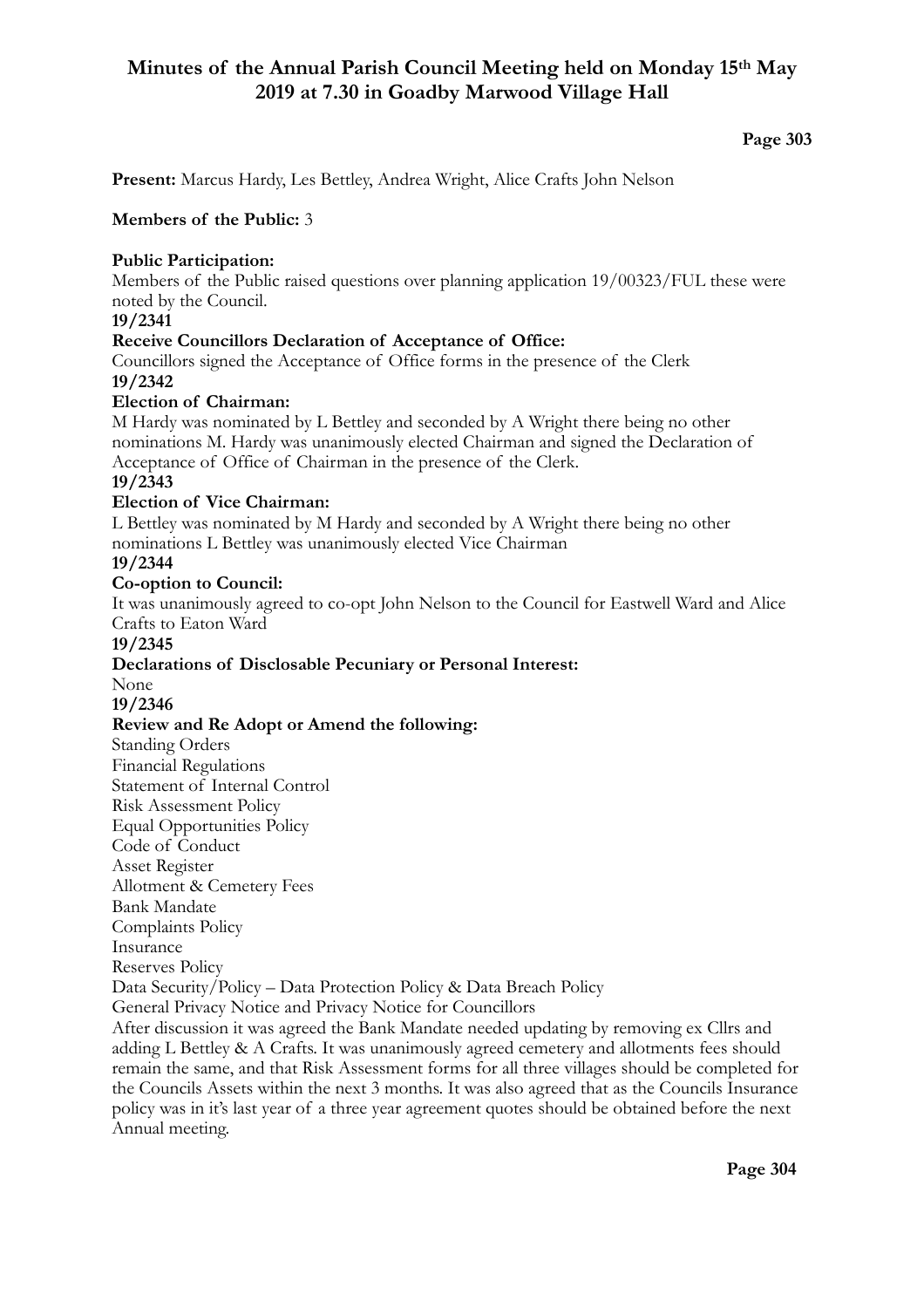# Minutes of the Annual Parish Council Meeting held on Monday 15th May 2019 at 7.30 in Goadby Marwood Village Hall

**Present:** Marcus Hardy, Les Bettley, Andrea Wright, Alice Crafts John Nelson

**Members of the Public:** 3

**Public Participation:**
Members of the Public raised questions over planning application 19/00323/FUL these were noted by the Council.

**19/2341**
**Receive Councillors Declaration of Acceptance of Office:**
Councillors signed the Acceptance of Office forms in the presence of the Clerk

**19/2342**
**Election of Chairman:**
M Hardy was nominated by L Bettley and seconded by A Wright there being no other nominations M. Hardy was unanimously elected Chairman and signed the Declaration of Acceptance of Office of Chairman in the presence of the Clerk.

**19/2343**
**Election of Vice Chairman:**
L Bettley was nominated by M Hardy and seconded by A Wright there being no other nominations L Bettley was unanimously elected Vice Chairman

**19/2344**
**Co-option to Council:**
It was unanimously agreed to co-opt John Nelson to the Council for Eastwell Ward and Alice Crafts to Eaton Ward

**19/2345**
**Declarations of Disclosable Pecuniary or Personal Interest:**
None

**19/2346**
**Review and Re Adopt or Amend the following:**
Standing Orders
Financial Regulations
Statement of Internal Control
Risk Assessment Policy
Equal Opportunities Policy
Code of Conduct
Asset Register
Allotment & Cemetery Fees
Bank Mandate
Complaints Policy
Insurance
Reserves Policy
Data Security/Policy – Data Protection Policy & Data Breach Policy
General Privacy Notice and Privacy Notice for Councillors

After discussion it was agreed the Bank Mandate needed updating by removing ex Cllrs and adding L Bettley & A Crafts. It was unanimously agreed cemetery and allotments fees should remain the same, and that Risk Assessment forms for all three villages should be completed for the Councils Assets within the next 3 months. It was also agreed that as the Councils Insurance policy was in it's last year of a three year agreement quotes should be obtained before the next Annual meeting.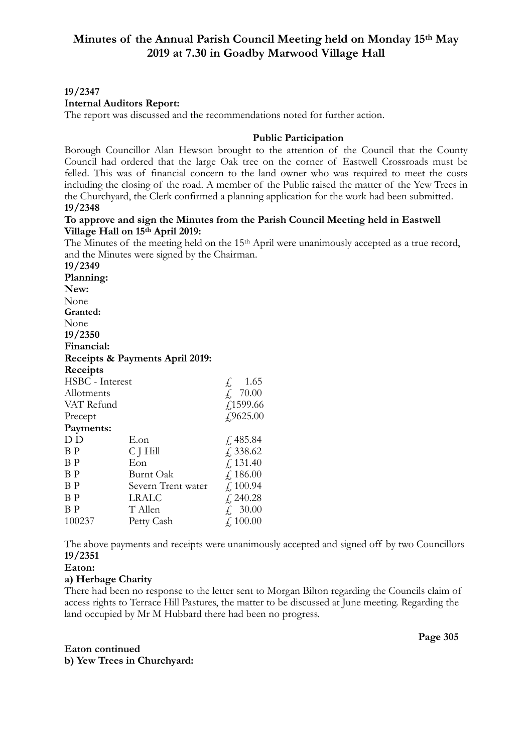# Minutes of the Annual Parish Council Meeting held on Monday 15th May 2019 at 7.30 in Goadby Marwood Village Hall

**19/2347**

**Internal Auditors Report:**

The report was discussed and the recommendations noted for further action.

**Public Participation**

Borough Councillor Alan Hewson brought to the attention of the Council that the County Council had ordered that the large Oak tree on the corner of Eastwell Crossroads must be felled. This was of financial concern to the land owner who was required to meet the costs including the closing of the road. A member of the Public raised the matter of the Yew Trees in the Churchyard, the Clerk confirmed a planning application for the work had been submitted.

**19/2348**

**To approve and sign the Minutes from the Parish Council Meeting held in Eastwell Village Hall on 15th April 2019:**

The Minutes of the meeting held on the 15th April were unanimously accepted as a true record, and the Minutes were signed by the Chairman.

**19/2349**

**Planning:**

**New:**

None

**Granted:**

None

**19/2350**

**Financial:**

**Receipts & Payments April 2019:**

**Receipts**

| | | |
|---|---|---|
| HSBC - Interest | | £ 1.65 |
| Allotments | | £ 70.00 |
| VAT Refund | | £1599.66 |
| Precept | | £9625.00 |
| **Payments:** | | |
| D D | E.on | £ 485.84 |
| B P | C J Hill | £ 338.62 |
| B P | Eon | £ 131.40 |
| B P | Burnt Oak | £ 186.00 |
| B P | Severn Trent water | £ 100.94 |
| B P | LRALC | £ 240.28 |
| B P | T Allen | £ 30.00 |
| 100237 | Petty Cash | £ 100.00 |

The above payments and receipts were unanimously accepted and signed off by two Councillors

**19/2351**

**Eaton:**

**a) Herbage Charity**

There had been no response to the letter sent to Morgan Bilton regarding the Councils claim of access rights to Terrace Hill Pastures, the matter to be discussed at June meeting. Regarding the land occupied by Mr M Hubbard there had been no progress.

**Eaton continued**

**b) Yew Trees in Churchyard:**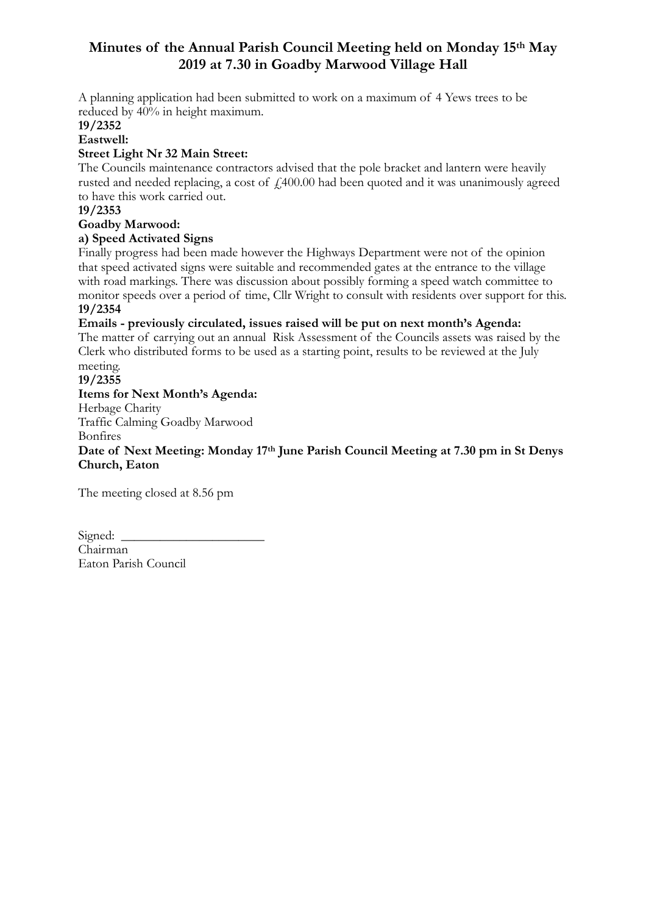# Minutes of the Annual Parish Council Meeting held on Monday 15th May 2019 at 7.30 in Goadby Marwood Village Hall

A planning application had been submitted to work on a maximum of 4 Yews trees to be reduced by 40% in height maximum.

**19/2352**

**Eastwell:**

**Street Light Nr 32 Main Street:**

The Councils maintenance contractors advised that the pole bracket and lantern were heavily rusted and needed replacing, a cost of £400.00 had been quoted and it was unanimously agreed to have this work carried out.

**19/2353**

**Goadby Marwood:**

**a) Speed Activated Signs**

Finally progress had been made however the Highways Department were not of the opinion that speed activated signs were suitable and recommended gates at the entrance to the village with road markings. There was discussion about possibly forming a speed watch committee to monitor speeds over a period of time, Cllr Wright to consult with residents over support for this.

**19/2354**

**Emails - previously circulated, issues raised will be put on next month's Agenda:**

The matter of carrying out an annual Risk Assessment of the Councils assets was raised by the Clerk who distributed forms to be used as a starting point, results to be reviewed at the July meeting.

**19/2355**

**Items for Next Month's Agenda:**

Herbage Charity

Traffic Calming Goadby Marwood

Bonfires

**Date of Next Meeting: Monday 17th June Parish Council Meeting at 7.30 pm in St Denys Church, Eaton**

The meeting closed at 8.56 pm

Signed: ______________________

Chairman

Eaton Parish Council